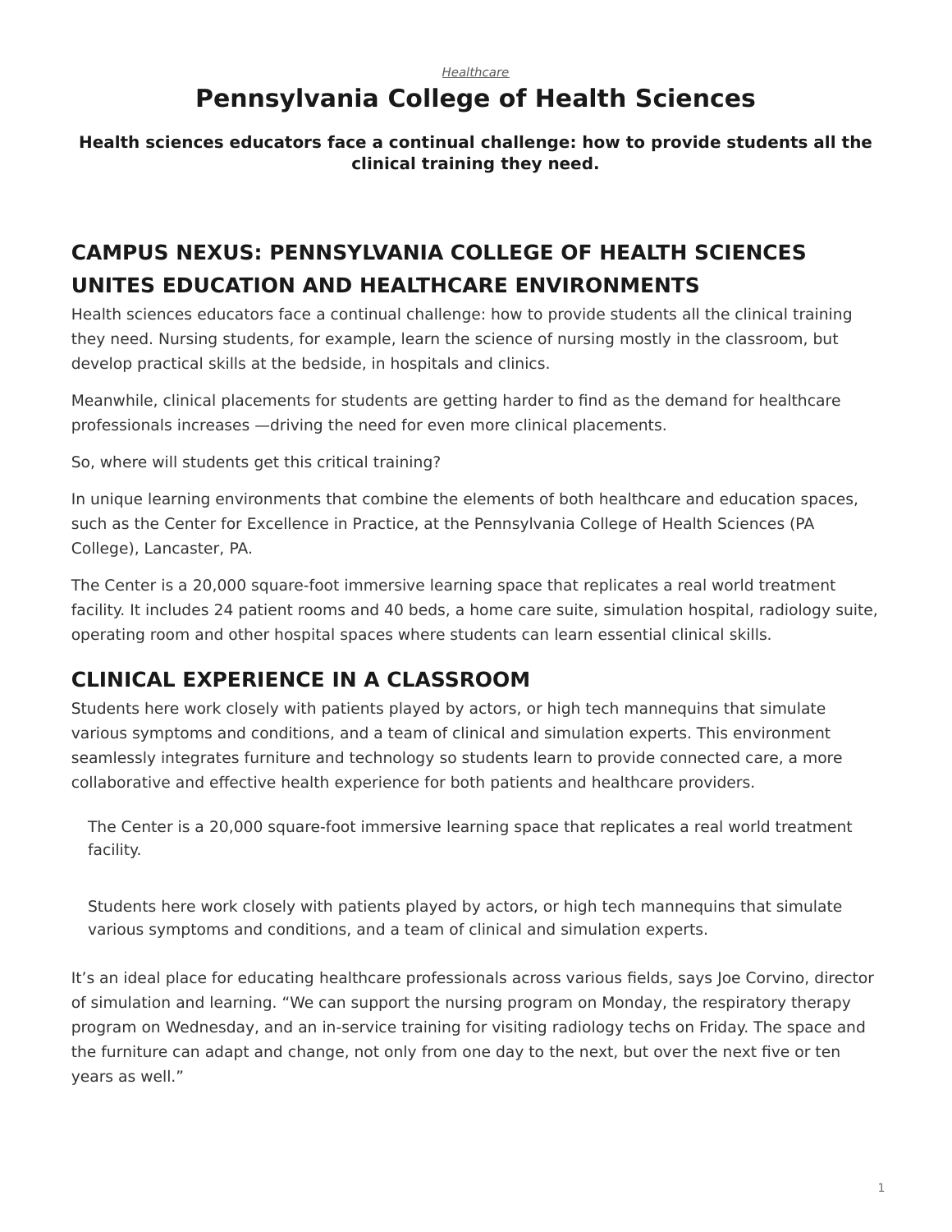*Healthcare*

# Pennsylvania College of Health Sciences

**Health sciences educators face a continual challenge: how to provide students all the clinical training they need.**

## CAMPUS NEXUS: PENNSYLVANIA COLLEGE OF HEALTH SCIENCES UNITES EDUCATION AND HEALTHCARE ENVIRONMENTS

Health sciences educators face a continual challenge: how to provide students all the clinical training they need. Nursing students, for example, learn the science of nursing mostly in the classroom, but develop practical skills at the bedside, in hospitals and clinics.

Meanwhile, clinical placements for students are getting harder to find as the demand for healthcare professionals increases —driving the need for even more clinical placements.

So, where will students get this critical training?

In unique learning environments that combine the elements of both healthcare and education spaces, such as the Center for Excellence in Practice, at the Pennsylvania College of Health Sciences (PA College), Lancaster, PA.

The Center is a 20,000 square-foot immersive learning space that replicates a real world treatment facility. It includes 24 patient rooms and 40 beds, a home care suite, simulation hospital, radiology suite, operating room and other hospital spaces where students can learn essential clinical skills.

## CLINICAL EXPERIENCE IN A CLASSROOM

Students here work closely with patients played by actors, or high tech mannequins that simulate various symptoms and conditions, and a team of clinical and simulation experts. This environment seamlessly integrates furniture and technology so students learn to provide connected care, a more collaborative and effective health experience for both patients and healthcare providers.

> The Center is a 20,000 square-foot immersive learning space that replicates a real world treatment facility.

> Students here work closely with patients played by actors, or high tech mannequins that simulate various symptoms and conditions, and a team of clinical and simulation experts.

It's an ideal place for educating healthcare professionals across various fields, says Joe Corvino, director of simulation and learning. "We can support the nursing program on Monday, the respiratory therapy program on Wednesday, and an in-service training for visiting radiology techs on Friday. The space and the furniture can adapt and change, not only from one day to the next, but over the next five or ten years as well."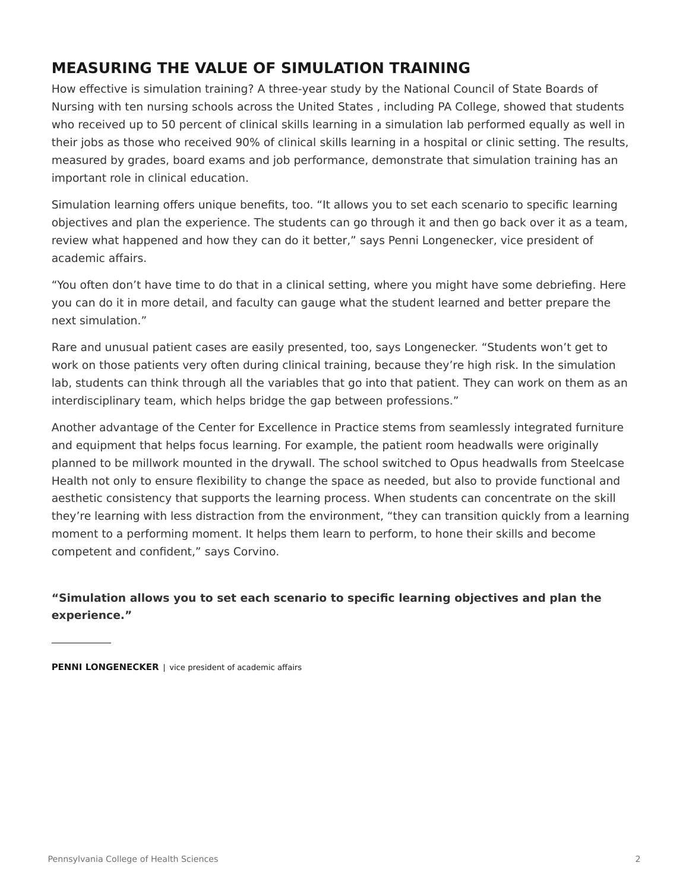## MEASURING THE VALUE OF SIMULATION TRAINING

How effective is simulation training? A three-year study by the National Council of State Boards of Nursing with ten nursing schools across the United States , including PA College, showed that students who received up to 50 percent of clinical skills learning in a simulation lab performed equally as well in their jobs as those who received 90% of clinical skills learning in a hospital or clinic setting. The results, measured by grades, board exams and job performance, demonstrate that simulation training has an important role in clinical education.

Simulation learning offers unique benefits, too. “It allows you to set each scenario to specific learning objectives and plan the experience. The students can go through it and then go back over it as a team, review what happened and how they can do it better,” says Penni Longenecker, vice president of academic affairs.

“You often don’t have time to do that in a clinical setting, where you might have some debriefing. Here you can do it in more detail, and faculty can gauge what the student learned and better prepare the next simulation.”

Rare and unusual patient cases are easily presented, too, says Longenecker. “Students won’t get to work on those patients very often during clinical training, because they’re high risk. In the simulation lab, students can think through all the variables that go into that patient. They can work on them as an interdisciplinary team, which helps bridge the gap between professions.”

Another advantage of the Center for Excellence in Practice stems from seamlessly integrated furniture and equipment that helps focus learning. For example, the patient room headwalls were originally planned to be millwork mounted in the drywall. The school switched to Opus headwalls from Steelcase Health not only to ensure flexibility to change the space as needed, but also to provide functional and aesthetic consistency that supports the learning process. When students can concentrate on the skill they’re learning with less distraction from the environment, “they can transition quickly from a learning moment to a performing moment. It helps them learn to perform, to hone their skills and become competent and confident,” says Corvino.

**“Simulation allows you to set each scenario to specific learning objectives and plan the experience.”**

---

**PENNI LONGENECKER** | vice president of academic affairs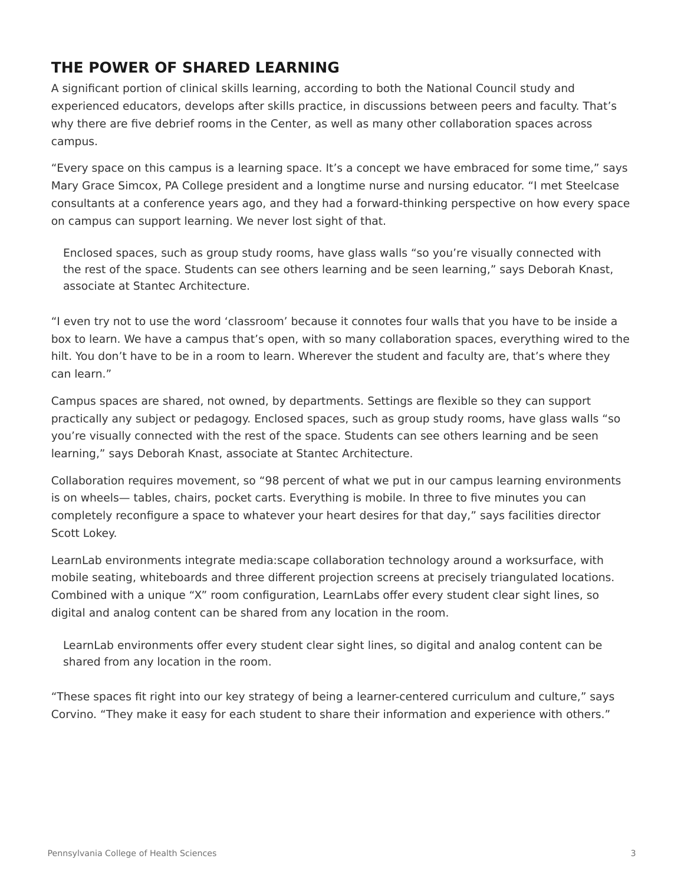## THE POWER OF SHARED LEARNING

A significant portion of clinical skills learning, according to both the National Council study and experienced educators, develops after skills practice, in discussions between peers and faculty. That's why there are five debrief rooms in the Center, as well as many other collaboration spaces across campus.

"Every space on this campus is a learning space. It's a concept we have embraced for some time," says Mary Grace Simcox, PA College president and a longtime nurse and nursing educator. "I met Steelcase consultants at a conference years ago, and they had a forward-thinking perspective on how every space on campus can support learning. We never lost sight of that.

> Enclosed spaces, such as group study rooms, have glass walls "so you're visually connected with the rest of the space. Students can see others learning and be seen learning," says Deborah Knast, associate at Stantec Architecture.

"I even try not to use the word 'classroom' because it connotes four walls that you have to be inside a box to learn. We have a campus that's open, with so many collaboration spaces, everything wired to the hilt. You don't have to be in a room to learn. Wherever the student and faculty are, that's where they can learn."

Campus spaces are shared, not owned, by departments. Settings are flexible so they can support practically any subject or pedagogy. Enclosed spaces, such as group study rooms, have glass walls "so you're visually connected with the rest of the space. Students can see others learning and be seen learning," says Deborah Knast, associate at Stantec Architecture.

Collaboration requires movement, so "98 percent of what we put in our campus learning environments is on wheels— tables, chairs, pocket carts. Everything is mobile. In three to five minutes you can completely reconfigure a space to whatever your heart desires for that day," says facilities director Scott Lokey.

LearnLab environments integrate media:scape collaboration technology around a worksurface, with mobile seating, whiteboards and three different projection screens at precisely triangulated locations. Combined with a unique "X" room configuration, LearnLabs offer every student clear sight lines, so digital and analog content can be shared from any location in the room.

> LearnLab environments offer every student clear sight lines, so digital and analog content can be shared from any location in the room.

"These spaces fit right into our key strategy of being a learner-centered curriculum and culture," says Corvino. "They make it easy for each student to share their information and experience with others."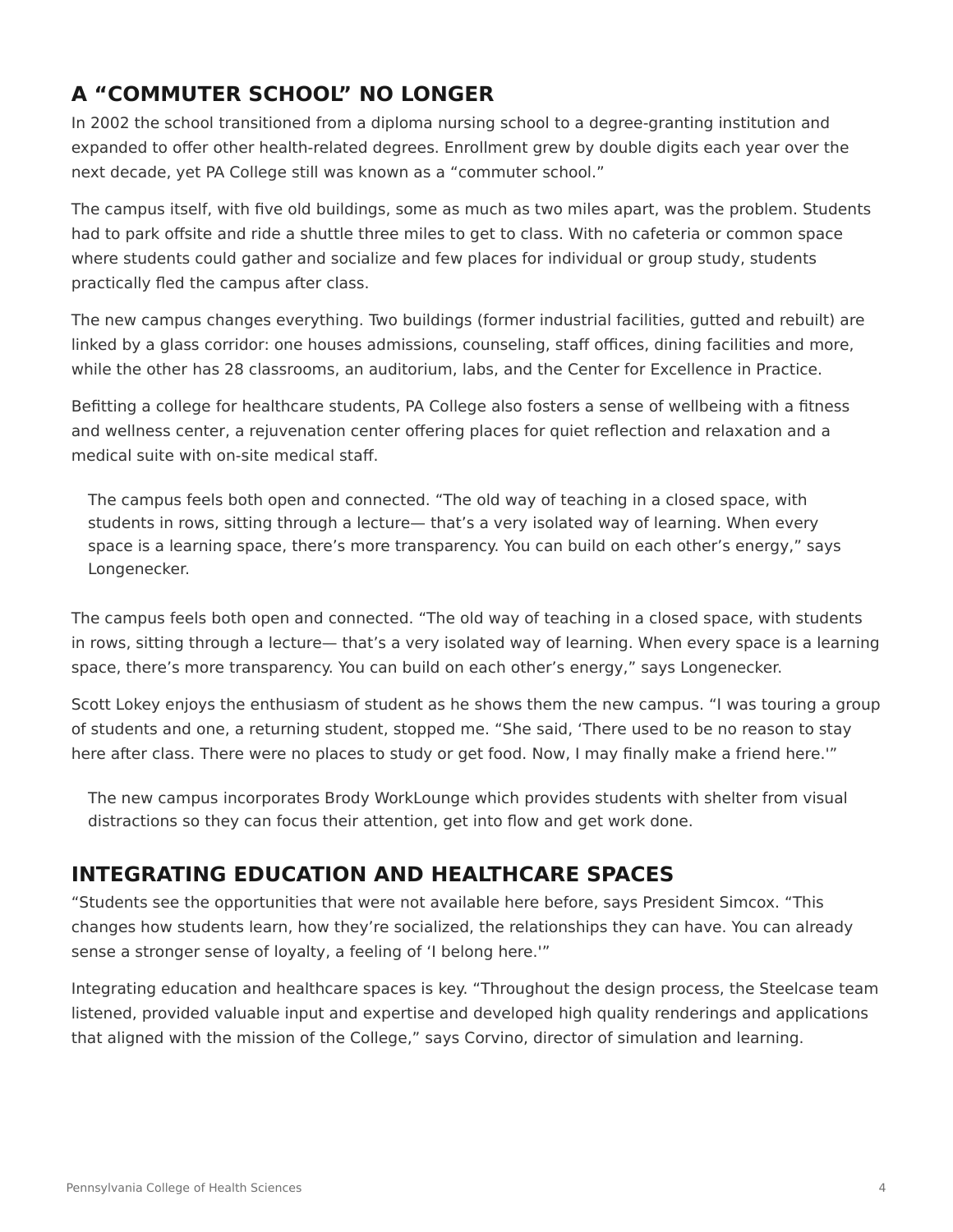## A "COMMUTER SCHOOL" NO LONGER

In 2002 the school transitioned from a diploma nursing school to a degree-granting institution and expanded to offer other health-related degrees. Enrollment grew by double digits each year over the next decade, yet PA College still was known as a "commuter school."

The campus itself, with five old buildings, some as much as two miles apart, was the problem. Students had to park offsite and ride a shuttle three miles to get to class. With no cafeteria or common space where students could gather and socialize and few places for individual or group study, students practically fled the campus after class.

The new campus changes everything. Two buildings (former industrial facilities, gutted and rebuilt) are linked by a glass corridor: one houses admissions, counseling, staff offices, dining facilities and more, while the other has 28 classrooms, an auditorium, labs, and the Center for Excellence in Practice.

Befitting a college for healthcare students, PA College also fosters a sense of wellbeing with a fitness and wellness center, a rejuvenation center offering places for quiet reflection and relaxation and a medical suite with on-site medical staff.

> The campus feels both open and connected. "The old way of teaching in a closed space, with students in rows, sitting through a lecture— that's a very isolated way of learning. When every space is a learning space, there's more transparency. You can build on each other's energy," says Longenecker.

The campus feels both open and connected. "The old way of teaching in a closed space, with students in rows, sitting through a lecture— that's a very isolated way of learning. When every space is a learning space, there's more transparency. You can build on each other's energy," says Longenecker.

Scott Lokey enjoys the enthusiasm of student as he shows them the new campus. "I was touring a group of students and one, a returning student, stopped me. "She said, 'There used to be no reason to stay here after class. There were no places to study or get food. Now, I may finally make a friend here.'"

> The new campus incorporates Brody WorkLounge which provides students with shelter from visual distractions so they can focus their attention, get into flow and get work done.

## INTEGRATING EDUCATION AND HEALTHCARE SPACES

"Students see the opportunities that were not available here before, says President Simcox. "This changes how students learn, how they're socialized, the relationships they can have. You can already sense a stronger sense of loyalty, a feeling of 'I belong here.'"

Integrating education and healthcare spaces is key. "Throughout the design process, the Steelcase team listened, provided valuable input and expertise and developed high quality renderings and applications that aligned with the mission of the College," says Corvino, director of simulation and learning.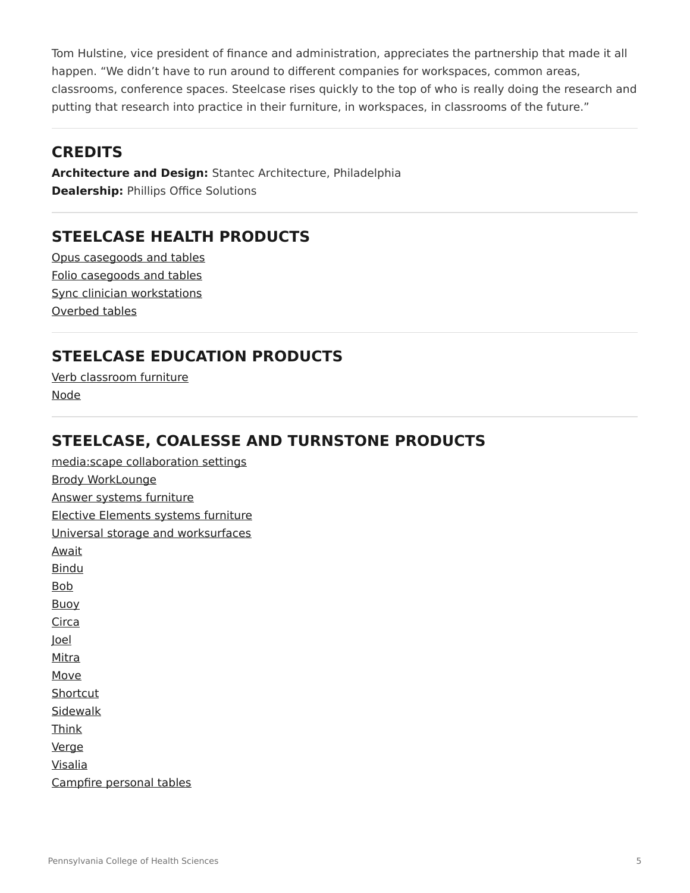Tom Hulstine, vice president of finance and administration, appreciates the partnership that made it all happen. “We didn’t have to run around to different companies for workspaces, common areas, classrooms, conference spaces. Steelcase rises quickly to the top of who is really doing the research and putting that research into practice in their furniture, in workspaces, in classrooms of the future.”

## CREDITS

**Architecture and Design:** Stantec Architecture, Philadelphia
**Dealership:** Phillips Office Solutions

## STEELCASE HEALTH PRODUCTS

Opus casegoods and tables
Folio casegoods and tables
Sync clinician workstations
Overbed tables

## STEELCASE EDUCATION PRODUCTS

Verb classroom furniture
Node

## STEELCASE, COALESSE AND TURNSTONE PRODUCTS

media:scape collaboration settings
Brody WorkLounge
Answer systems furniture
Elective Elements systems furniture
Universal storage and worksurfaces
Await
Bindu
Bob
Buoy
Circa
Joel
Mitra
Move
Shortcut
Sidewalk
Think
Verge
Visalia
Campfire personal tables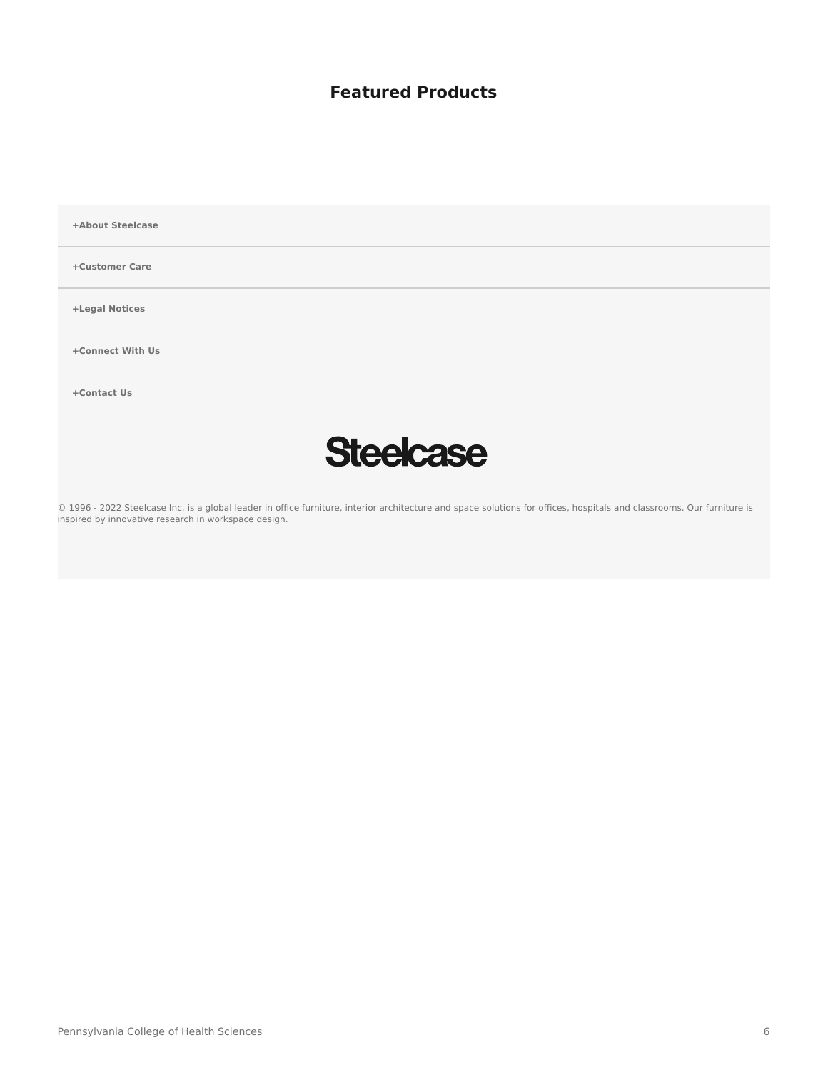## Featured Products

**+About Steelcase**

**+Customer Care**

**+Legal Notices**

**+Connect With Us**

**+Contact Us**

Steelcase

© 1996 - 2022 Steelcase Inc. is a global leader in office furniture, interior architecture and space solutions for offices, hospitals and classrooms. Our furniture is inspired by innovative research in workspace design.